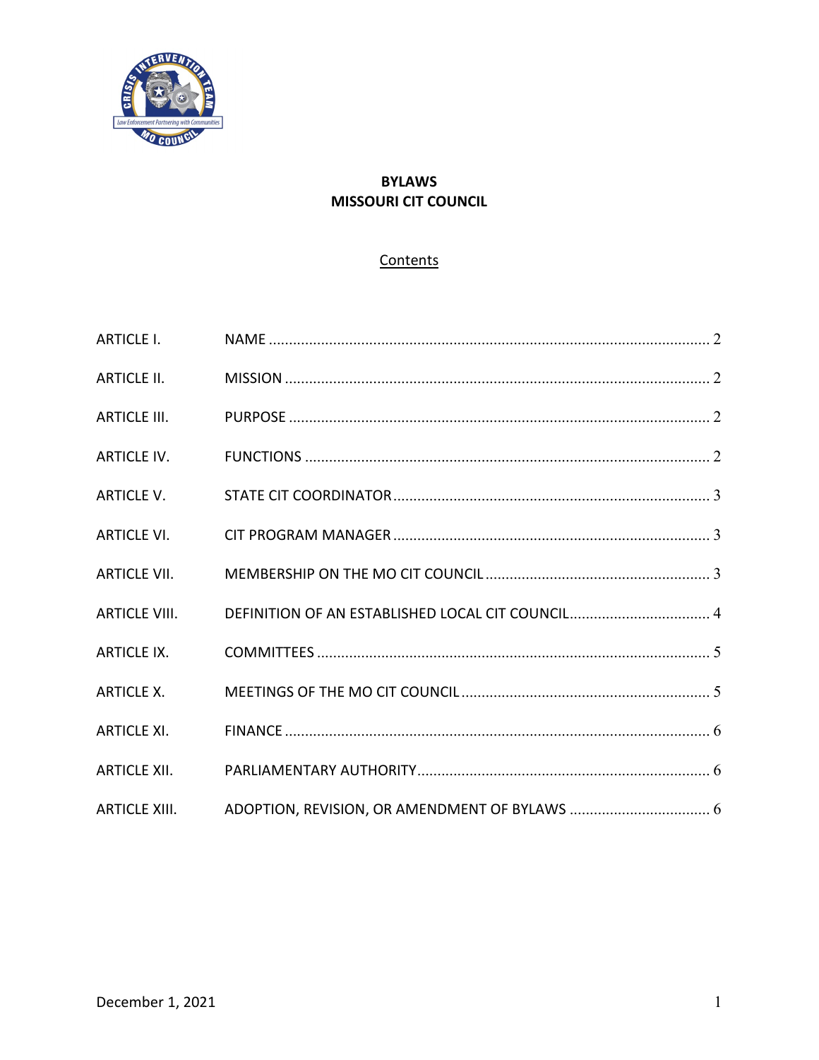# BYLAWS
# MISSOURI CIT COUNCIL

## Contents

| | | |
|---|---|---|
| ARTICLE I. | NAME | 2 |
| ARTICLE II. | MISSION | 2 |
| ARTICLE III. | PURPOSE | 2 |
| ARTICLE IV. | FUNCTIONS | 2 |
| ARTICLE V. | STATE CIT COORDINATOR | 3 |
| ARTICLE VI. | CIT PROGRAM MANAGER | 3 |
| ARTICLE VII. | MEMBERSHIP ON THE MO CIT COUNCIL | 3 |
| ARTICLE VIII. | DEFINITION OF AN ESTABLISHED LOCAL CIT COUNCIL | 4 |
| ARTICLE IX. | COMMITTEES | 5 |
| ARTICLE X. | MEETINGS OF THE MO CIT COUNCIL | 5 |
| ARTICLE XI. | FINANCE | 6 |
| ARTICLE XII. | PARLIAMENTARY AUTHORITY | 6 |
| ARTICLE XIII. | ADOPTION, REVISION, OR AMENDMENT OF BYLAWS | 6 |

December 1, 2021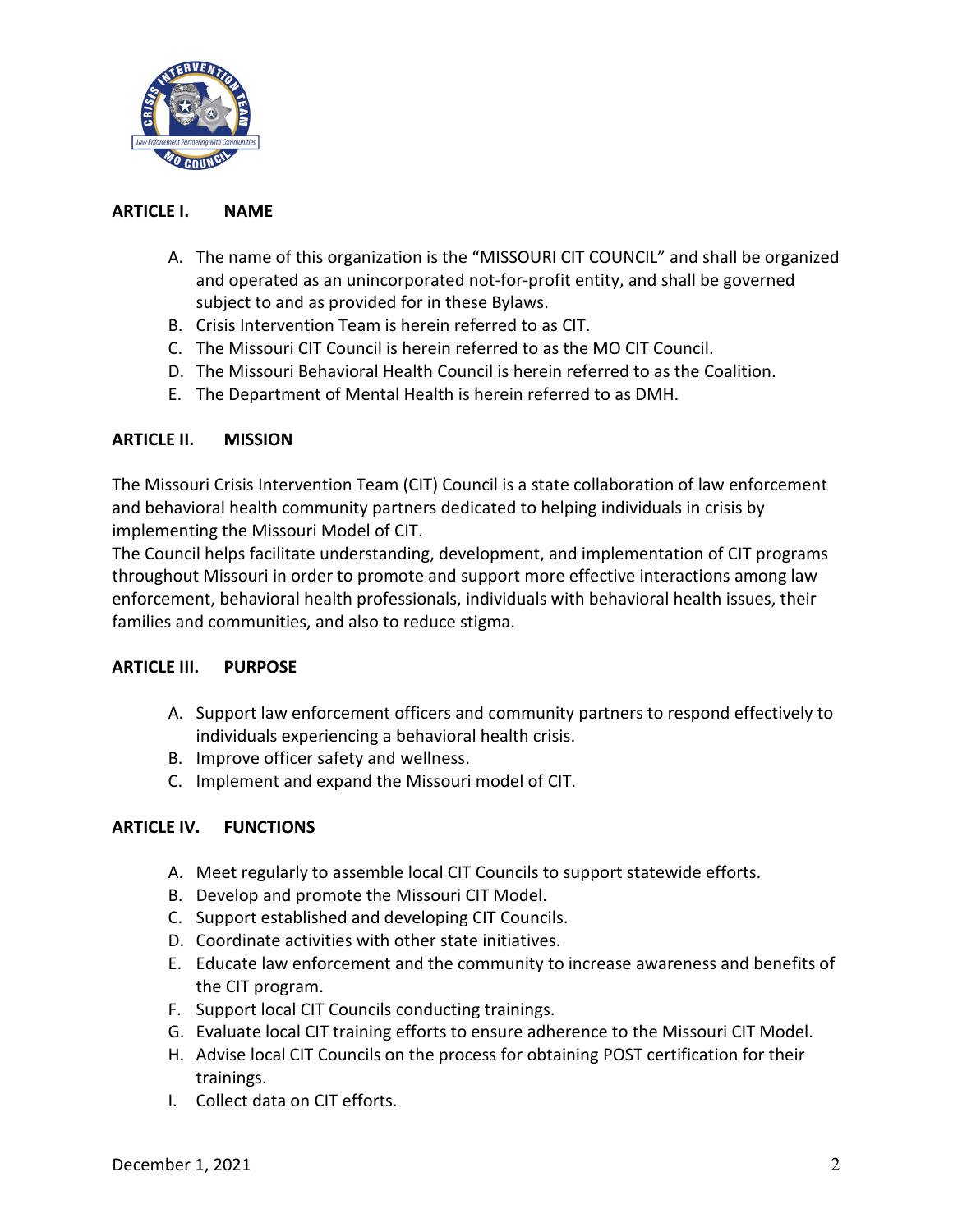## ARTICLE I. NAME

A. The name of this organization is the "MISSOURI CIT COUNCIL" and shall be organized and operated as an unincorporated not-for-profit entity, and shall be governed subject to and as provided for in these Bylaws.
B. Crisis Intervention Team is herein referred to as CIT.
C. The Missouri CIT Council is herein referred to as the MO CIT Council.
D. The Missouri Behavioral Health Council is herein referred to as the Coalition.
E. The Department of Mental Health is herein referred to as DMH.

## ARTICLE II. MISSION

The Missouri Crisis Intervention Team (CIT) Council is a state collaboration of law enforcement and behavioral health community partners dedicated to helping individuals in crisis by implementing the Missouri Model of CIT.
The Council helps facilitate understanding, development, and implementation of CIT programs throughout Missouri in order to promote and support more effective interactions among law enforcement, behavioral health professionals, individuals with behavioral health issues, their families and communities, and also to reduce stigma.

## ARTICLE III. PURPOSE

A. Support law enforcement officers and community partners to respond effectively to individuals experiencing a behavioral health crisis.
B. Improve officer safety and wellness.
C. Implement and expand the Missouri model of CIT.

## ARTICLE IV. FUNCTIONS

A. Meet regularly to assemble local CIT Councils to support statewide efforts.
B. Develop and promote the Missouri CIT Model.
C. Support established and developing CIT Councils.
D. Coordinate activities with other state initiatives.
E. Educate law enforcement and the community to increase awareness and benefits of the CIT program.
F. Support local CIT Councils conducting trainings.
G. Evaluate local CIT training efforts to ensure adherence to the Missouri CIT Model.
H. Advise local CIT Councils on the process for obtaining POST certification for their trainings.
I. Collect data on CIT efforts.

December 1, 2021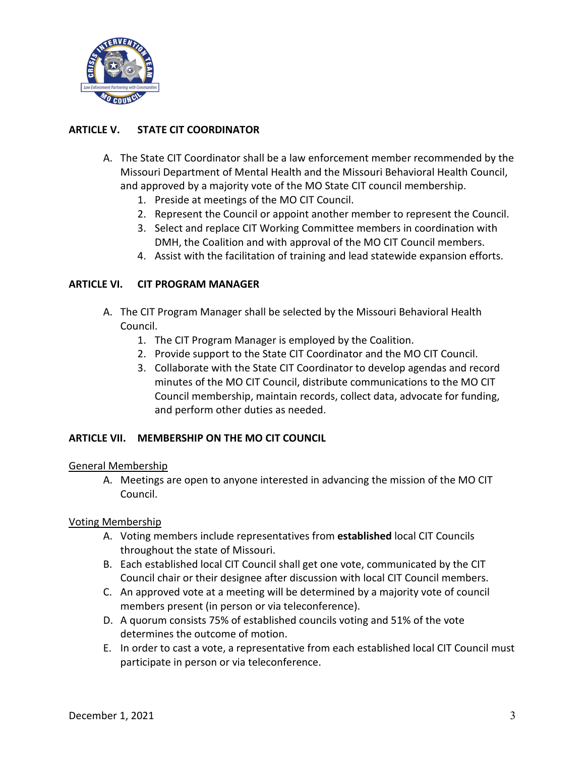## ARTICLE V. STATE CIT COORDINATOR

A. The State CIT Coordinator shall be a law enforcement member recommended by the Missouri Department of Mental Health and the Missouri Behavioral Health Council, and approved by a majority vote of the MO State CIT council membership.
   1. Preside at meetings of the MO CIT Council.
   2. Represent the Council or appoint another member to represent the Council.
   3. Select and replace CIT Working Committee members in coordination with DMH, the Coalition and with approval of the MO CIT Council members.
   4. Assist with the facilitation of training and lead statewide expansion efforts.

## ARTICLE VI. CIT PROGRAM MANAGER

A. The CIT Program Manager shall be selected by the Missouri Behavioral Health Council.
   1. The CIT Program Manager is employed by the Coalition.
   2. Provide support to the State CIT Coordinator and the MO CIT Council.
   3. Collaborate with the State CIT Coordinator to develop agendas and record minutes of the MO CIT Council, distribute communications to the MO CIT Council membership, maintain records, collect data, advocate for funding, and perform other duties as needed.

## ARTICLE VII. MEMBERSHIP ON THE MO CIT COUNCIL

<u>General Membership</u>

A. Meetings are open to anyone interested in advancing the mission of the MO CIT Council.

<u>Voting Membership</u>

A. Voting members include representatives from **established** local CIT Councils throughout the state of Missouri.
B. Each established local CIT Council shall get one vote, communicated by the CIT Council chair or their designee after discussion with local CIT Council members.
C. An approved vote at a meeting will be determined by a majority vote of council members present (in person or via teleconference).
D. A quorum consists 75% of established councils voting and 51% of the vote determines the outcome of motion.
E. In order to cast a vote, a representative from each established local CIT Council must participate in person or via teleconference.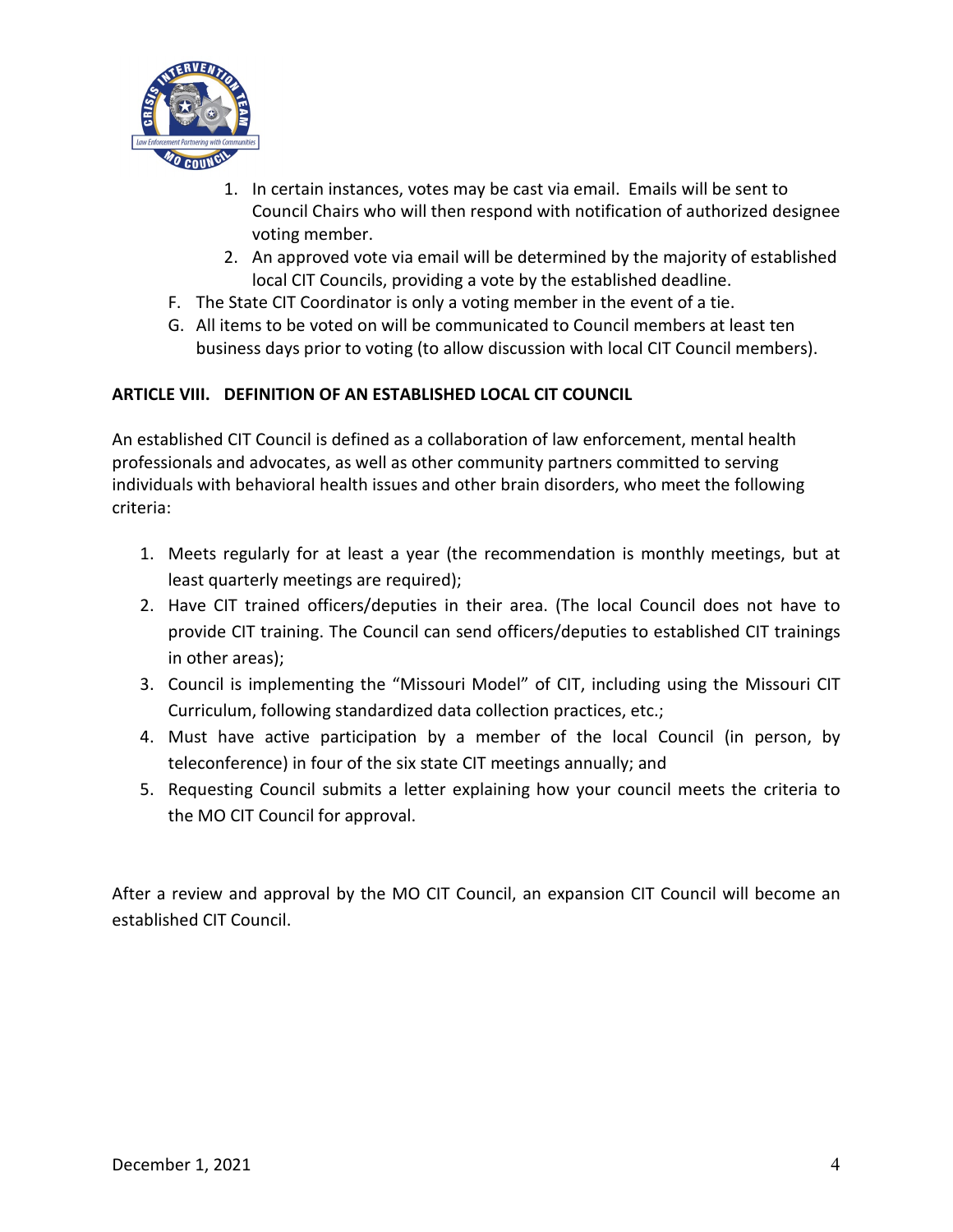1. In certain instances, votes may be cast via email. Emails will be sent to Council Chairs who will then respond with notification of authorized designee voting member.
2. An approved vote via email will be determined by the majority of established local CIT Councils, providing a vote by the established deadline.

F. The State CIT Coordinator is only a voting member in the event of a tie.

G. All items to be voted on will be communicated to Council members at least ten business days prior to voting (to allow discussion with local CIT Council members).

## ARTICLE VIII. DEFINITION OF AN ESTABLISHED LOCAL CIT COUNCIL

An established CIT Council is defined as a collaboration of law enforcement, mental health professionals and advocates, as well as other community partners committed to serving individuals with behavioral health issues and other brain disorders, who meet the following criteria:

1. Meets regularly for at least a year (the recommendation is monthly meetings, but at least quarterly meetings are required);
2. Have CIT trained officers/deputies in their area. (The local Council does not have to provide CIT training. The Council can send officers/deputies to established CIT trainings in other areas);
3. Council is implementing the "Missouri Model" of CIT, including using the Missouri CIT Curriculum, following standardized data collection practices, etc.;
4. Must have active participation by a member of the local Council (in person, by teleconference) in four of the six state CIT meetings annually; and
5. Requesting Council submits a letter explaining how your council meets the criteria to the MO CIT Council for approval.

After a review and approval by the MO CIT Council, an expansion CIT Council will become an established CIT Council.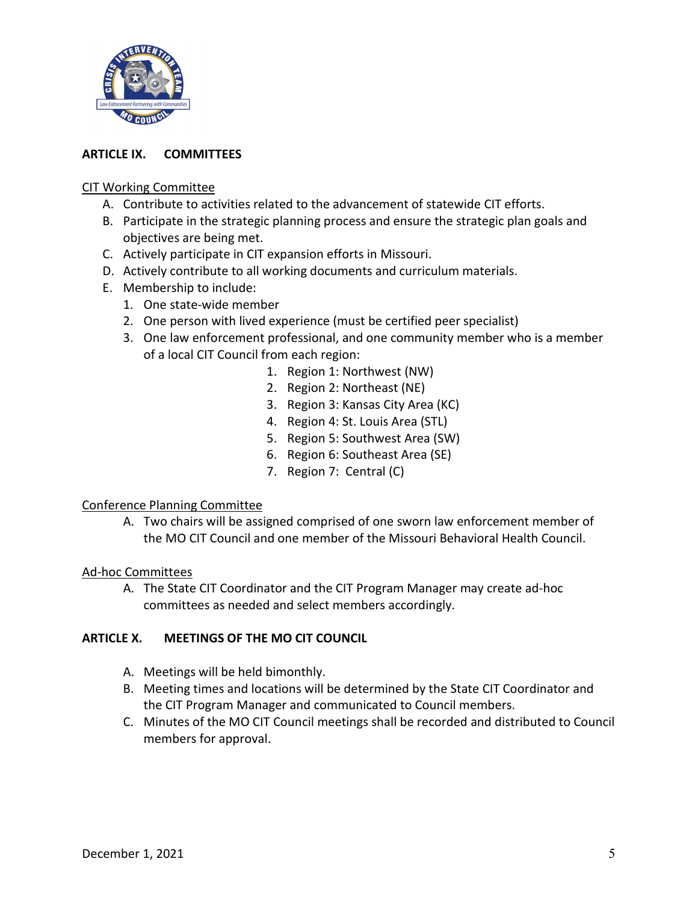## ARTICLE IX. COMMITTEES

<u>CIT Working Committee</u>

A. Contribute to activities related to the advancement of statewide CIT efforts.
B. Participate in the strategic planning process and ensure the strategic plan goals and objectives are being met.
C. Actively participate in CIT expansion efforts in Missouri.
D. Actively contribute to all working documents and curriculum materials.
E. Membership to include:
   1. One state-wide member
   2. One person with lived experience (must be certified peer specialist)
   3. One law enforcement professional, and one community member who is a member of a local CIT Council from each region:
      1. Region 1: Northwest (NW)
      2. Region 2: Northeast (NE)
      3. Region 3: Kansas City Area (KC)
      4. Region 4: St. Louis Area (STL)
      5. Region 5: Southwest Area (SW)
      6. Region 6: Southeast Area (SE)
      7. Region 7: Central (C)

<u>Conference Planning Committee</u>

A. Two chairs will be assigned comprised of one sworn law enforcement member of the MO CIT Council and one member of the Missouri Behavioral Health Council.

<u>Ad-hoc Committees</u>

A. The State CIT Coordinator and the CIT Program Manager may create ad-hoc committees as needed and select members accordingly.

## ARTICLE X. MEETINGS OF THE MO CIT COUNCIL

A. Meetings will be held bimonthly.
B. Meeting times and locations will be determined by the State CIT Coordinator and the CIT Program Manager and communicated to Council members.
C. Minutes of the MO CIT Council meetings shall be recorded and distributed to Council members for approval.

December 1, 2021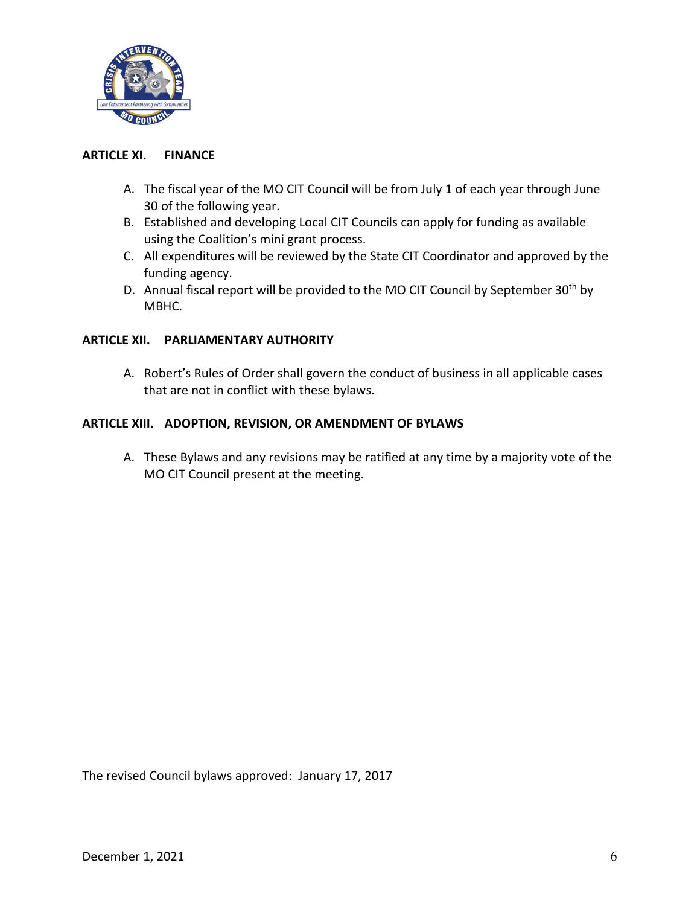**ARTICLE XI. FINANCE**

A. The fiscal year of the MO CIT Council will be from July 1 of each year through June 30 of the following year.
B. Established and developing Local CIT Councils can apply for funding as available using the Coalition's mini grant process.
C. All expenditures will be reviewed by the State CIT Coordinator and approved by the funding agency.
D. Annual fiscal report will be provided to the MO CIT Council by September 30th by MBHC.

**ARTICLE XII. PARLIAMENTARY AUTHORITY**

A. Robert's Rules of Order shall govern the conduct of business in all applicable cases that are not in conflict with these bylaws.

**ARTICLE XIII. ADOPTION, REVISION, OR AMENDMENT OF BYLAWS**

A. These Bylaws and any revisions may be ratified at any time by a majority vote of the MO CIT Council present at the meeting.

The revised Council bylaws approved: January 17, 2017

December 1, 2021